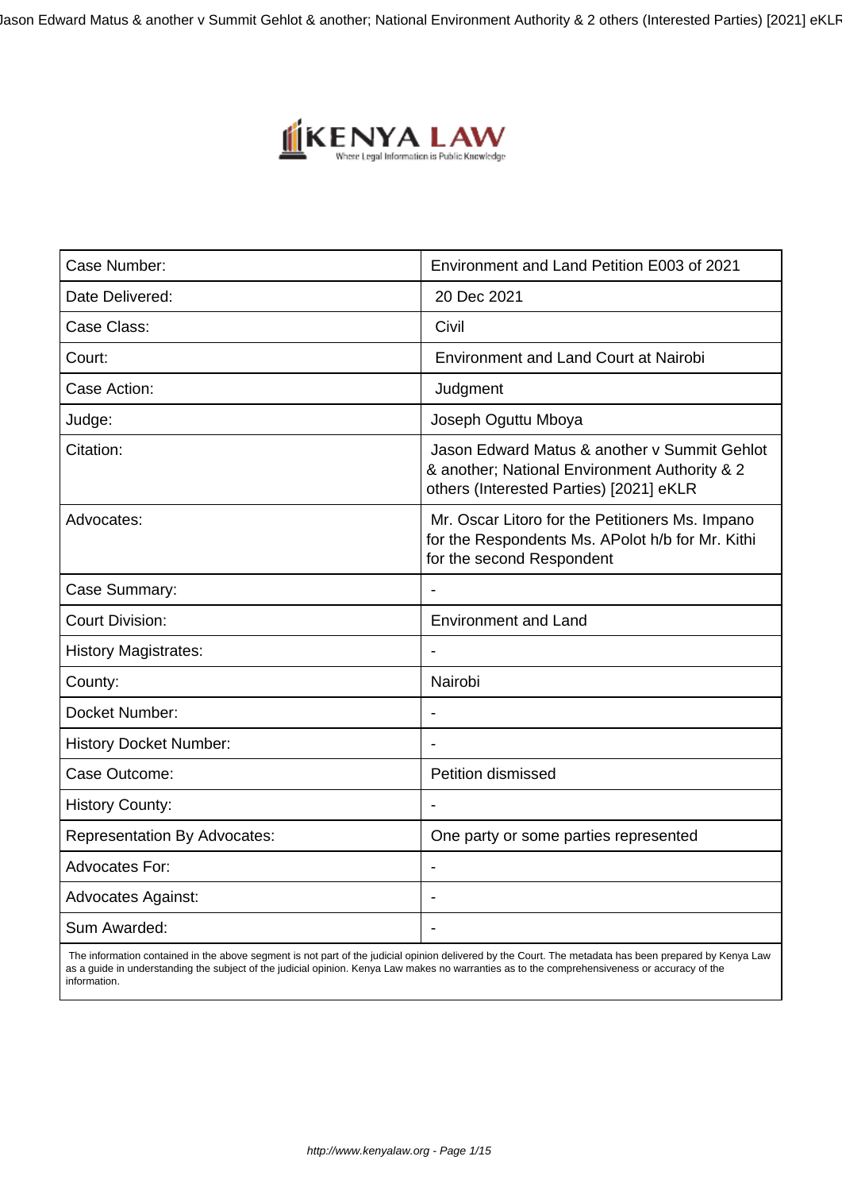| Case Number: | Environment and Land Petition E003 of 2021 |
|---|---|
| Date Delivered: | 20 Dec 2021 |
| Case Class: | Civil |
| Court: | Environment and Land Court at Nairobi |
| Case Action: | Judgment |
| Judge: | Joseph Oguttu Mboya |
| Citation: | Jason Edward Matus & another v Summit Gehlot & another; National Environment Authority & 2 others (Interested Parties) [2021] eKLR |
| Advocates: | Mr. Oscar Litoro for the Petitioners Ms. Impano for the Respondents Ms. APolot h/b for Mr. Kithi for the second Respondent |
| Case Summary: | - |
| Court Division: | Environment and Land |
| History Magistrates: | - |
| County: | Nairobi |
| Docket Number: | - |
| History Docket Number: | - |
| Case Outcome: | Petition dismissed |
| History County: | - |
| Representation By Advocates: | One party or some parties represented |
| Advocates For: | - |
| Advocates Against: | - |
| Sum Awarded: | - |

The information contained in the above segment is not part of the judicial opinion delivered by the Court. The metadata has been prepared by Kenya Law as a guide in understanding the subject of the judicial opinion. Kenya Law makes no warranties as to the comprehensiveness or accuracy of the information.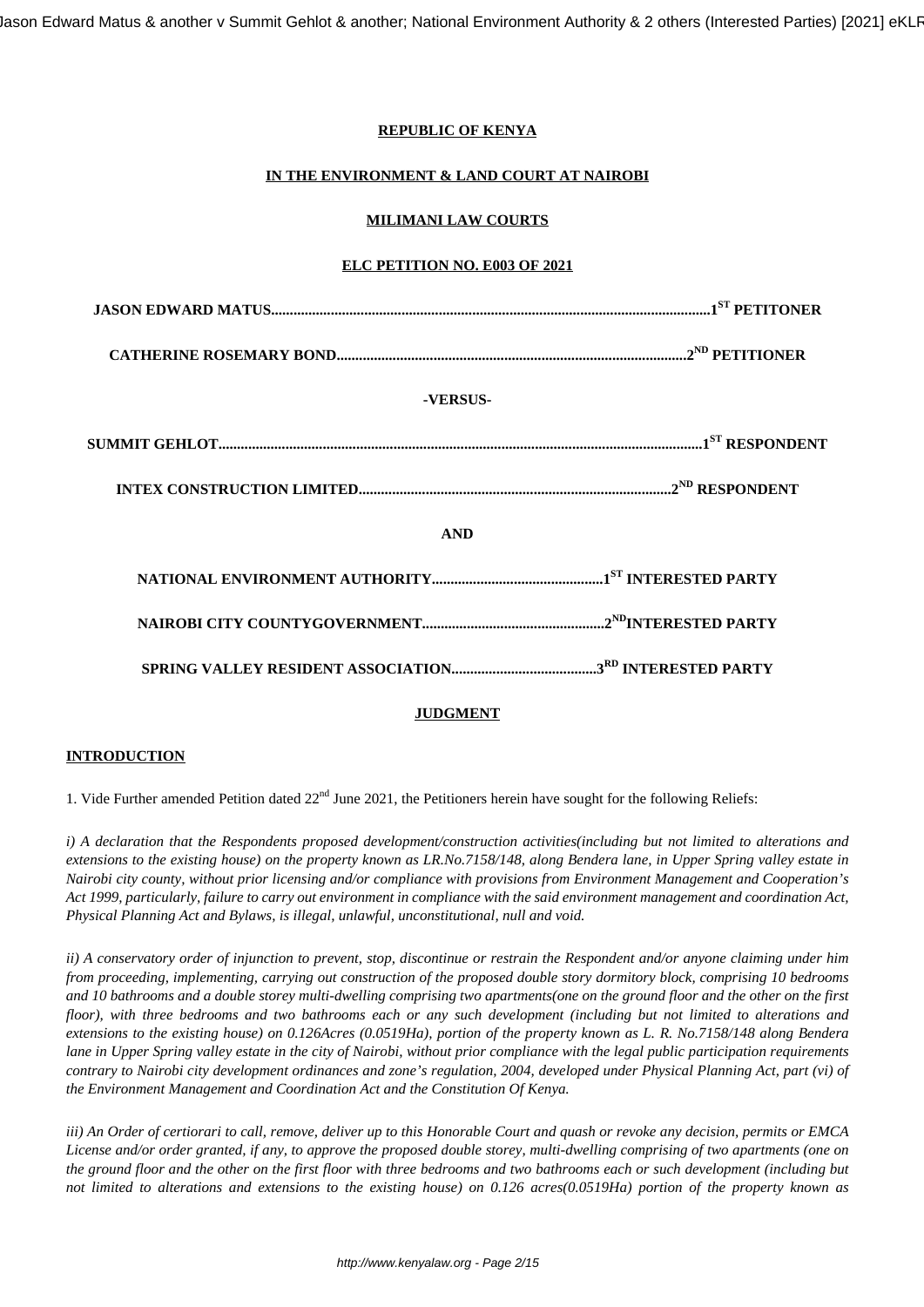**REPUBLIC OF KENYA**

**IN THE ENVIRONMENT & LAND COURT AT NAIROBI**

**MILIMANI LAW COURTS**

**ELC PETITION NO. E003 OF 2021**

**JASON EDWARD MATUS.....................................................................................................................1ST PETITONER**

**CATHERINE ROSEMARY BOND.............................................................................................2ND PETITIONER**

**-VERSUS-**

**SUMMIT GEHLOT.................................................................................................................................1ST RESPONDENT**

**INTEX CONSTRUCTION LIMITED..................................................................................2ND RESPONDENT**

**AND**

**NATIONAL ENVIRONMENT AUTHORITY.............................................1ST INTERESTED PARTY**

**NAIROBI CITY COUNTYGOVERNMENT.................................................2NDINTERESTED PARTY**

**SPRING VALLEY RESIDENT ASSOCIATION.......................................3RD INTERESTED PARTY**

**JUDGMENT**

**INTRODUCTION**

1. Vide Further amended Petition dated 22nd June 2021, the Petitioners herein have sought for the following Reliefs:

*i) A declaration that the Respondents proposed development/construction activities(including but not limited to alterations and extensions to the existing house) on the property known as LR.No.7158/148, along Bendera lane, in Upper Spring valley estate in Nairobi city county, without prior licensing and/or compliance with provisions from Environment Management and Cooperation's Act 1999, particularly, failure to carry out environment in compliance with the said environment management and coordination Act, Physical Planning Act and Bylaws, is illegal, unlawful, unconstitutional, null and void.*

*ii) A conservatory order of injunction to prevent, stop, discontinue or restrain the Respondent and/or anyone claiming under him from proceeding, implementing, carrying out construction of the proposed double story dormitory block, comprising 10 bedrooms and 10 bathrooms and a double storey multi-dwelling comprising two apartments(one on the ground floor and the other on the first floor), with three bedrooms and two bathrooms each or any such development (including but not limited to alterations and extensions to the existing house) on 0.126Acres (0.0519Ha), portion of the property known as L. R. No.7158/148 along Bendera lane in Upper Spring valley estate in the city of Nairobi, without prior compliance with the legal public participation requirements contrary to Nairobi city development ordinances and zone's regulation, 2004, developed under Physical Planning Act, part (vi) of the Environment Management and Coordination Act and the Constitution Of Kenya.*

*iii) An Order of certiorari to call, remove, deliver up to this Honorable Court and quash or revoke any decision, permits or EMCA License and/or order granted, if any, to approve the proposed double storey, multi-dwelling comprising of two apartments (one on the ground floor and the other on the first floor with three bedrooms and two bathrooms each or such development (including but not limited to alterations and extensions to the existing house) on 0.126 acres(0.0519Ha) portion of the property known as*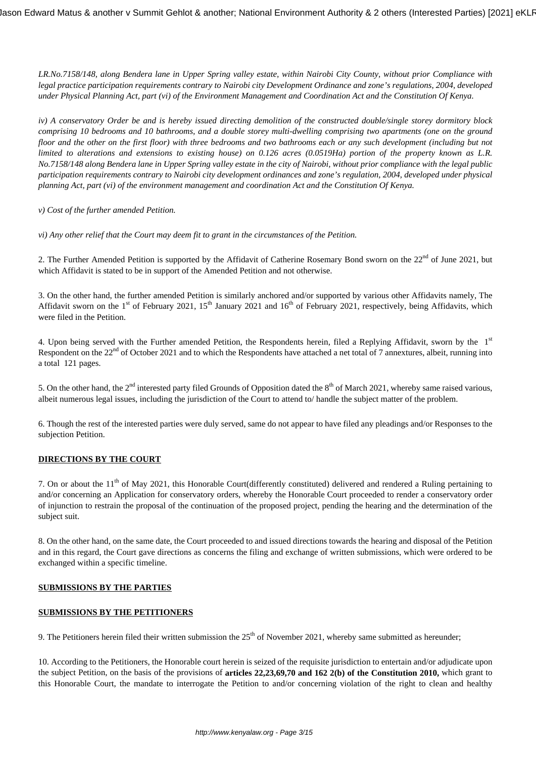*LR.No.7158/148, along Bendera lane in Upper Spring valley estate, within Nairobi City County, without prior Compliance with legal practice participation requirements contrary to Nairobi city Development Ordinance and zone's regulations, 2004, developed under Physical Planning Act, part (vi) of the Environment Management and Coordination Act and the Constitution Of Kenya.*

*iv) A conservatory Order be and is hereby issued directing demolition of the constructed double/single storey dormitory block comprising 10 bedrooms and 10 bathrooms, and a double storey multi-dwelling comprising two apartments (one on the ground floor and the other on the first floor) with three bedrooms and two bathrooms each or any such development (including but not limited to alterations and extensions to existing house) on 0.126 acres (0.0519Ha) portion of the property known as L.R. No.7158/148 along Bendera lane in Upper Spring valley estate in the city of Nairobi, without prior compliance with the legal public participation requirements contrary to Nairobi city development ordinances and zone's regulation, 2004, developed under physical planning Act, part (vi) of the environment management and coordination Act and the Constitution Of Kenya.*

*v) Cost of the further amended Petition.*

*vi) Any other relief that the Court may deem fit to grant in the circumstances of the Petition.*

2. The Further Amended Petition is supported by the Affidavit of Catherine Rosemary Bond sworn on the 22nd of June 2021, but which Affidavit is stated to be in support of the Amended Petition and not otherwise.

3. On the other hand, the further amended Petition is similarly anchored and/or supported by various other Affidavits namely, The Affidavit sworn on the 1st of February 2021, 15th January 2021 and 16th of February 2021, respectively, being Affidavits, which were filed in the Petition.

4. Upon being served with the Further amended Petition, the Respondents herein, filed a Replying Affidavit, sworn by the 1st Respondent on the 22nd of October 2021 and to which the Respondents have attached a net total of 7 annextures, albeit, running into a total 121 pages.

5. On the other hand, the 2nd interested party filed Grounds of Opposition dated the 8th of March 2021, whereby same raised various, albeit numerous legal issues, including the jurisdiction of the Court to attend to/ handle the subject matter of the problem.

6. Though the rest of the interested parties were duly served, same do not appear to have filed any pleadings and/or Responses to the subjection Petition.

**DIRECTIONS BY THE COURT**

7. On or about the 11th of May 2021, this Honorable Court(differently constituted) delivered and rendered a Ruling pertaining to and/or concerning an Application for conservatory orders, whereby the Honorable Court proceeded to render a conservatory order of injunction to restrain the proposal of the continuation of the proposed project, pending the hearing and the determination of the subject suit.

8. On the other hand, on the same date, the Court proceeded to and issued directions towards the hearing and disposal of the Petition and in this regard, the Court gave directions as concerns the filing and exchange of written submissions, which were ordered to be exchanged within a specific timeline.

**SUBMISSIONS BY THE PARTIES**

**SUBMISSIONS BY THE PETITIONERS**

9. The Petitioners herein filed their written submission the 25th of November 2021, whereby same submitted as hereunder;

10. According to the Petitioners, the Honorable court herein is seized of the requisite jurisdiction to entertain and/or adjudicate upon the subject Petition, on the basis of the provisions of **articles 22,23,69,70 and 162 2(b) of the Constitution 2010,** which grant to this Honorable Court, the mandate to interrogate the Petition to and/or concerning violation of the right to clean and healthy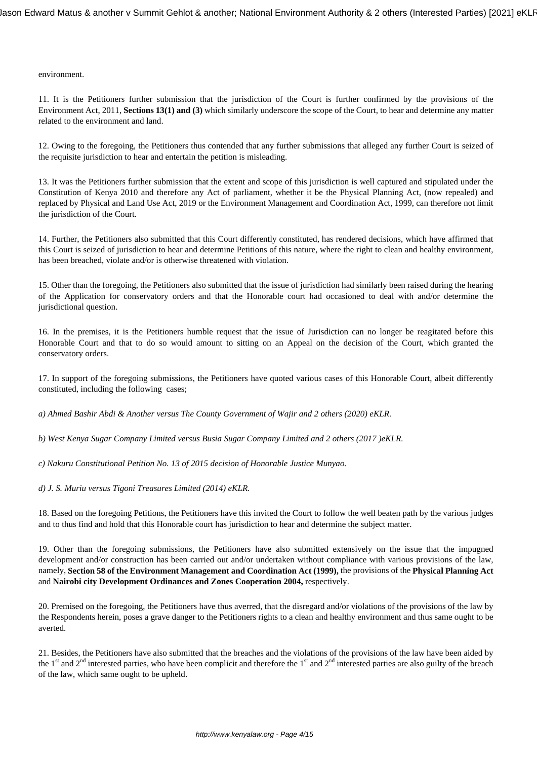environment.

11. It is the Petitioners further submission that the jurisdiction of the Court is further confirmed by the provisions of the Environment Act, 2011, **Sections 13(1) and (3)** which similarly underscore the scope of the Court, to hear and determine any matter related to the environment and land.

12. Owing to the foregoing, the Petitioners thus contended that any further submissions that alleged any further Court is seized of the requisite jurisdiction to hear and entertain the petition is misleading.

13. It was the Petitioners further submission that the extent and scope of this jurisdiction is well captured and stipulated under the Constitution of Kenya 2010 and therefore any Act of parliament, whether it be the Physical Planning Act, (now repealed) and replaced by Physical and Land Use Act, 2019 or the Environment Management and Coordination Act, 1999, can therefore not limit the jurisdiction of the Court.

14. Further, the Petitioners also submitted that this Court differently constituted, has rendered decisions, which have affirmed that this Court is seized of jurisdiction to hear and determine Petitions of this nature, where the right to clean and healthy environment, has been breached, violate and/or is otherwise threatened with violation.

15. Other than the foregoing, the Petitioners also submitted that the issue of jurisdiction had similarly been raised during the hearing of the Application for conservatory orders and that the Honorable court had occasioned to deal with and/or determine the jurisdictional question.

16. In the premises, it is the Petitioners humble request that the issue of Jurisdiction can no longer be reagitated before this Honorable Court and that to do so would amount to sitting on an Appeal on the decision of the Court, which granted the conservatory orders.

17. In support of the foregoing submissions, the Petitioners have quoted various cases of this Honorable Court, albeit differently constituted, including the following cases;

*a) Ahmed Bashir Abdi & Another versus The County Government of Wajir and 2 others (2020) eKLR.*

*b) West Kenya Sugar Company Limited versus Busia Sugar Company Limited and 2 others (2017 )eKLR.*

*c) Nakuru Constitutional Petition No. 13 of 2015 decision of Honorable Justice Munyao.*

*d) J. S. Muriu versus Tigoni Treasures Limited (2014) eKLR.*

18. Based on the foregoing Petitions, the Petitioners have this invited the Court to follow the well beaten path by the various judges and to thus find and hold that this Honorable court has jurisdiction to hear and determine the subject matter.

19. Other than the foregoing submissions, the Petitioners have also submitted extensively on the issue that the impugned development and/or construction has been carried out and/or undertaken without compliance with various provisions of the law, namely, **Section 58 of the Environment Management and Coordination Act (1999),** the provisions of the **Physical Planning Act** and **Nairobi city Development Ordinances and Zones Cooperation 2004,** respectively.

20. Premised on the foregoing, the Petitioners have thus averred, that the disregard and/or violations of the provisions of the law by the Respondents herein, poses a grave danger to the Petitioners rights to a clean and healthy environment and thus same ought to be averted.

21. Besides, the Petitioners have also submitted that the breaches and the violations of the provisions of the law have been aided by the 1st and 2nd interested parties, who have been complicit and therefore the 1st and 2nd interested parties are also guilty of the breach of the law, which same ought to be upheld.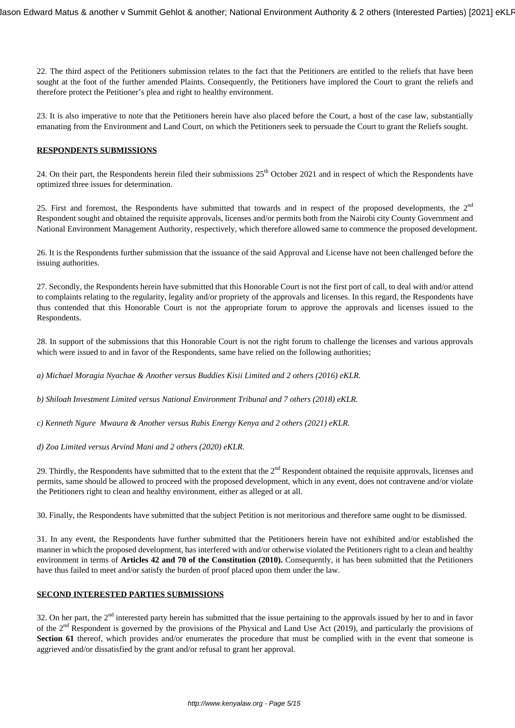22. The third aspect of the Petitioners submission relates to the fact that the Petitioners are entitled to the reliefs that have been sought at the foot of the further amended Plaints. Consequently, the Petitioners have implored the Court to grant the reliefs and therefore protect the Petitioner's plea and right to healthy environment.

23. It is also imperative to note that the Petitioners herein have also placed before the Court, a host of the case law, substantially emanating from the Environment and Land Court, on which the Petitioners seek to persuade the Court to grant the Reliefs sought.

**RESPONDENTS SUBMISSIONS**

24. On their part, the Respondents herein filed their submissions 25th October 2021 and in respect of which the Respondents have optimized three issues for determination.

25. First and foremost, the Respondents have submitted that towards and in respect of the proposed developments, the 2nd Respondent sought and obtained the requisite approvals, licenses and/or permits both from the Nairobi city County Government and National Environment Management Authority, respectively, which therefore allowed same to commence the proposed development.

26. It is the Respondents further submission that the issuance of the said Approval and License have not been challenged before the issuing authorities.

27. Secondly, the Respondents herein have submitted that this Honorable Court is not the first port of call, to deal with and/or attend to complaints relating to the regularity, legality and/or propriety of the approvals and licenses. In this regard, the Respondents have thus contended that this Honorable Court is not the appropriate forum to approve the approvals and licenses issued to the Respondents.

28. In support of the submissions that this Honorable Court is not the right forum to challenge the licenses and various approvals which were issued to and in favor of the Respondents, same have relied on the following authorities;

*a) Michael Moragia Nyachae & Another versus Buddies Kisii Limited and 2 others (2016) eKLR.*

*b) Shiloah Investment Limited versus National Environment Tribunal and 7 others (2018) eKLR.*

*c) Kenneth Ngure Mwaura & Another versus Rubis Energy Kenya and 2 others (2021) eKLR.*

*d) Zoa Limited versus Arvind Mani and 2 others (2020) eKLR.*

29. Thirdly, the Respondents have submitted that to the extent that the 2nd Respondent obtained the requisite approvals, licenses and permits, same should be allowed to proceed with the proposed development, which in any event, does not contravene and/or violate the Petitioners right to clean and healthy environment, either as alleged or at all.

30. Finally, the Respondents have submitted that the subject Petition is not meritorious and therefore same ought to be dismissed.

31. In any event, the Respondents have further submitted that the Petitioners herein have not exhibited and/or established the manner in which the proposed development, has interfered with and/or otherwise violated the Petitioners right to a clean and healthy environment in terms of **Articles 42 and 70 of the Constitution (2010).** Consequently, it has been submitted that the Petitioners have thus failed to meet and/or satisfy the burden of proof placed upon them under the law.

**SECOND INTERESTED PARTIES SUBMISSIONS**

32. On her part, the 2nd interested party herein has submitted that the issue pertaining to the approvals issued by her to and in favor of the 2nd Respondent is governed by the provisions of the Physical and Land Use Act (2019), and particularly the provisions of **Section 61** thereof, which provides and/or enumerates the procedure that must be complied with in the event that someone is aggrieved and/or dissatisfied by the grant and/or refusal to grant her approval.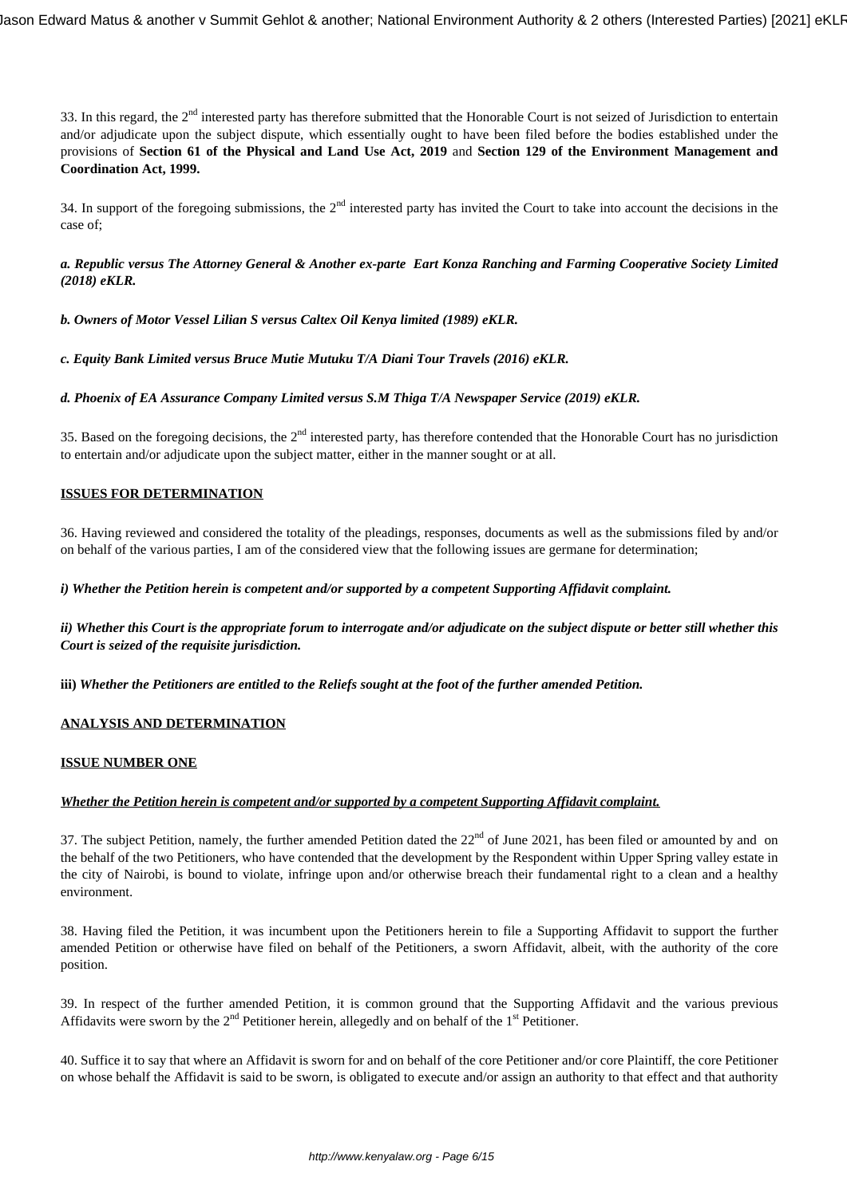33. In this regard, the 2nd interested party has therefore submitted that the Honorable Court is not seized of Jurisdiction to entertain and/or adjudicate upon the subject dispute, which essentially ought to have been filed before the bodies established under the provisions of **Section 61 of the Physical and Land Use Act, 2019** and **Section 129 of the Environment Management and Coordination Act, 1999.**

34. In support of the foregoing submissions, the 2nd interested party has invited the Court to take into account the decisions in the case of;

***a. Republic versus The Attorney General & Another ex-parte Eart Konza Ranching and Farming Cooperative Society Limited (2018) eKLR.***

***b. Owners of Motor Vessel Lilian S versus Caltex Oil Kenya limited (1989) eKLR.***

***c. Equity Bank Limited versus Bruce Mutie Mutuku T/A Diani Tour Travels (2016) eKLR.***

***d. Phoenix of EA Assurance Company Limited versus S.M Thiga T/A Newspaper Service (2019) eKLR.***

35. Based on the foregoing decisions, the 2nd interested party, has therefore contended that the Honorable Court has no jurisdiction to entertain and/or adjudicate upon the subject matter, either in the manner sought or at all.

**ISSUES FOR DETERMINATION**

36. Having reviewed and considered the totality of the pleadings, responses, documents as well as the submissions filed by and/or on behalf of the various parties, I am of the considered view that the following issues are germane for determination;

***i) Whether the Petition herein is competent and/or supported by a competent Supporting Affidavit complaint.***

***ii) Whether this Court is the appropriate forum to interrogate and/or adjudicate on the subject dispute or better still whether this Court is seized of the requisite jurisdiction.***

**iii)** ***Whether the Petitioners are entitled to the Reliefs sought at the foot of the further amended Petition.***

**ANALYSIS AND DETERMINATION**

**ISSUE NUMBER ONE**

***Whether the Petition herein is competent and/or supported by a competent Supporting Affidavit complaint.***

37. The subject Petition, namely, the further amended Petition dated the 22nd of June 2021, has been filed or amounted by and on the behalf of the two Petitioners, who have contended that the development by the Respondent within Upper Spring valley estate in the city of Nairobi, is bound to violate, infringe upon and/or otherwise breach their fundamental right to a clean and a healthy environment.

38. Having filed the Petition, it was incumbent upon the Petitioners herein to file a Supporting Affidavit to support the further amended Petition or otherwise have filed on behalf of the Petitioners, a sworn Affidavit, albeit, with the authority of the core position.

39. In respect of the further amended Petition, it is common ground that the Supporting Affidavit and the various previous Affidavits were sworn by the 2nd Petitioner herein, allegedly and on behalf of the 1st Petitioner.

40. Suffice it to say that where an Affidavit is sworn for and on behalf of the core Petitioner and/or core Plaintiff, the core Petitioner on whose behalf the Affidavit is said to be sworn, is obligated to execute and/or assign an authority to that effect and that authority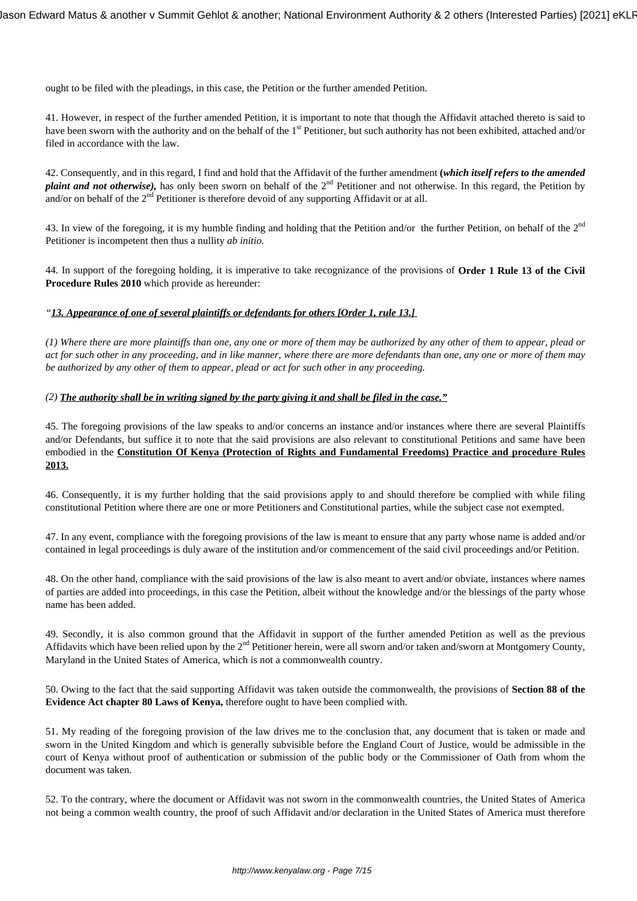ought to be filed with the pleadings, in this case, the Petition or the further amended Petition.

41. However, in respect of the further amended Petition, it is important to note that though the Affidavit attached thereto is said to have been sworn with the authority and on the behalf of the 1st Petitioner, but such authority has not been exhibited, attached and/or filed in accordance with the law.

42. Consequently, and in this regard, I find and hold that the Affidavit of the further amendment **(*which itself refers to the amended plaint and not otherwise*)**, has only been sworn on behalf of the 2nd Petitioner and not otherwise. In this regard, the Petition by and/or on behalf of the 2nd Petitioner is therefore devoid of any supporting Affidavit or at all.

43. In view of the foregoing, it is my humble finding and holding that the Petition and/or the further Petition, on behalf of the 2nd Petitioner is incompetent then thus a nullity *ab initio.*

44. In support of the foregoing holding, it is imperative to take recognizance of the provisions of **Order 1 Rule 13 of the Civil Procedure Rules 2010** which provide as hereunder:

*"**13. Appearance of one of several plaintiffs or defendants for others [Order 1, rule 13.]***

*(1) Where there are more plaintiffs than one, any one or more of them may be authorized by any other of them to appear, plead or act for such other in any proceeding, and in like manner, where there are more defendants than one, any one or more of them may be authorized by any other of them to appear, plead or act for such other in any proceeding.*

*(2)* ***The authority shall be in writing signed by the party giving it and shall be filed in the case."***

45. The foregoing provisions of the law speaks to and/or concerns an instance and/or instances where there are several Plaintiffs and/or Defendants, but suffice it to note that the said provisions are also relevant to constitutional Petitions and same have been embodied in the **Constitution Of Kenya (Protection of Rights and Fundamental Freedoms) Practice and procedure Rules 2013.**

46. Consequently, it is my further holding that the said provisions apply to and should therefore be complied with while filing constitutional Petition where there are one or more Petitioners and Constitutional parties, while the subject case not exempted.

47. In any event, compliance with the foregoing provisions of the law is meant to ensure that any party whose name is added and/or contained in legal proceedings is duly aware of the institution and/or commencement of the said civil proceedings and/or Petition.

48. On the other hand, compliance with the said provisions of the law is also meant to avert and/or obviate, instances where names of parties are added into proceedings, in this case the Petition, albeit without the knowledge and/or the blessings of the party whose name has been added.

49. Secondly, it is also common ground that the Affidavit in support of the further amended Petition as well as the previous Affidavits which have been relied upon by the 2nd Petitioner herein, were all sworn and/or taken and/sworn at Montgomery County, Maryland in the United States of America, which is not a commonwealth country.

50. Owing to the fact that the said supporting Affidavit was taken outside the commonwealth, the provisions of **Section 88 of the Evidence Act chapter 80 Laws of Kenya,** therefore ought to have been complied with.

51. My reading of the foregoing provision of the law drives me to the conclusion that, any document that is taken or made and sworn in the United Kingdom and which is generally subvisible before the England Court of Justice, would be admissible in the court of Kenya without proof of authentication or submission of the public body or the Commissioner of Oath from whom the document was taken.

52. To the contrary, where the document or Affidavit was not sworn in the commonwealth countries, the United States of America not being a common wealth country, the proof of such Affidavit and/or declaration in the United States of America must therefore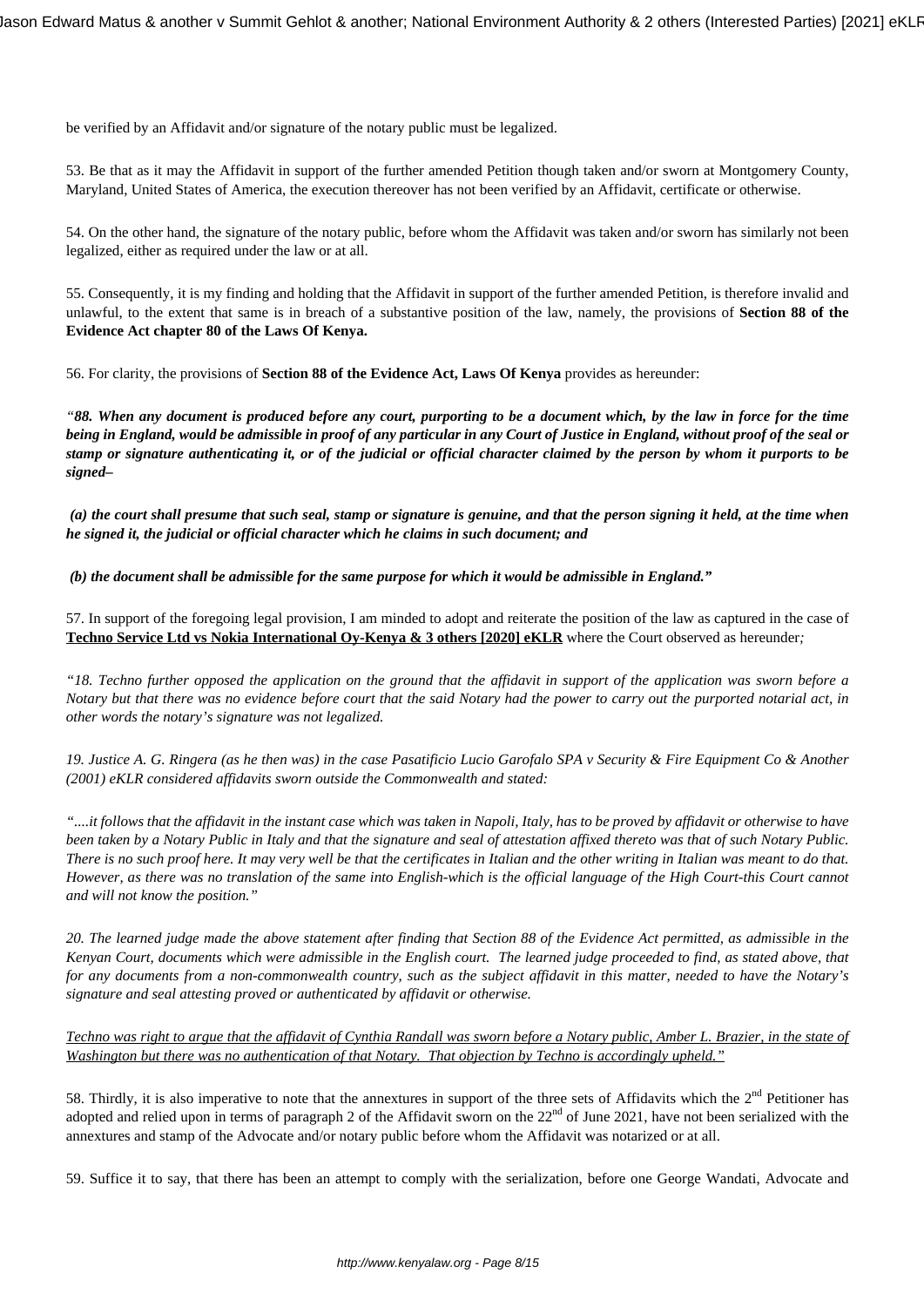be verified by an Affidavit and/or signature of the notary public must be legalized.

53. Be that as it may the Affidavit in support of the further amended Petition though taken and/or sworn at Montgomery County, Maryland, United States of America, the execution thereover has not been verified by an Affidavit, certificate or otherwise.

54. On the other hand, the signature of the notary public, before whom the Affidavit was taken and/or sworn has similarly not been legalized, either as required under the law or at all.

55. Consequently, it is my finding and holding that the Affidavit in support of the further amended Petition, is therefore invalid and unlawful, to the extent that same is in breach of a substantive position of the law, namely, the provisions of **Section 88 of the Evidence Act chapter 80 of the Laws Of Kenya.**

56. For clarity, the provisions of **Section 88 of the Evidence Act, Laws Of Kenya** provides as hereunder:

*"**88. When any document is produced before any court, purporting to be a document which, by the law in force for the time being in England, would be admissible in proof of any particular in any Court of Justice in England, without proof of the seal or stamp or signature authenticating it, or of the judicial or official character claimed by the person by whom it purports to be signed–***

***(a) the court shall presume that such seal, stamp or signature is genuine, and that the person signing it held, at the time when he signed it, the judicial or official character which he claims in such document; and***

***(b) the document shall be admissible for the same purpose for which it would be admissible in England."***

57. In support of the foregoing legal provision, I am minded to adopt and reiterate the position of the law as captured in the case of **<u>Techno Service Ltd vs Nokia International Oy-Kenya & 3 others [2020] eKLR</u>** where the Court observed as hereunder*;*

*"18. Techno further opposed the application on the ground that the affidavit in support of the application was sworn before a Notary but that there was no evidence before court that the said Notary had the power to carry out the purported notarial act, in other words the notary's signature was not legalized.*

*19. Justice A. G. Ringera (as he then was) in the case Pasatificio Lucio Garofalo SPA v Security & Fire Equipment Co & Another (2001) eKLR considered affidavits sworn outside the Commonwealth and stated:*

*"....it follows that the affidavit in the instant case which was taken in Napoli, Italy, has to be proved by affidavit or otherwise to have been taken by a Notary Public in Italy and that the signature and seal of attestation affixed thereto was that of such Notary Public. There is no such proof here. It may very well be that the certificates in Italian and the other writing in Italian was meant to do that. However, as there was no translation of the same into English-which is the official language of the High Court-this Court cannot and will not know the position."*

*20. The learned judge made the above statement after finding that Section 88 of the Evidence Act permitted, as admissible in the Kenyan Court, documents which were admissible in the English court. The learned judge proceeded to find, as stated above, that for any documents from a non-commonwealth country, such as the subject affidavit in this matter, needed to have the Notary's signature and seal attesting proved or authenticated by affidavit or otherwise.*

*<u>Techno was right to argue that the affidavit of Cynthia Randall was sworn before a Notary public, Amber L. Brazier, in the state of Washington but there was no authentication of that Notary. That objection by Techno is accordingly upheld."</u>*

58. Thirdly, it is also imperative to note that the annextures in support of the three sets of Affidavits which the 2nd Petitioner has adopted and relied upon in terms of paragraph 2 of the Affidavit sworn on the 22nd of June 2021, have not been serialized with the annextures and stamp of the Advocate and/or notary public before whom the Affidavit was notarized or at all.

59. Suffice it to say, that there has been an attempt to comply with the serialization, before one George Wandati, Advocate and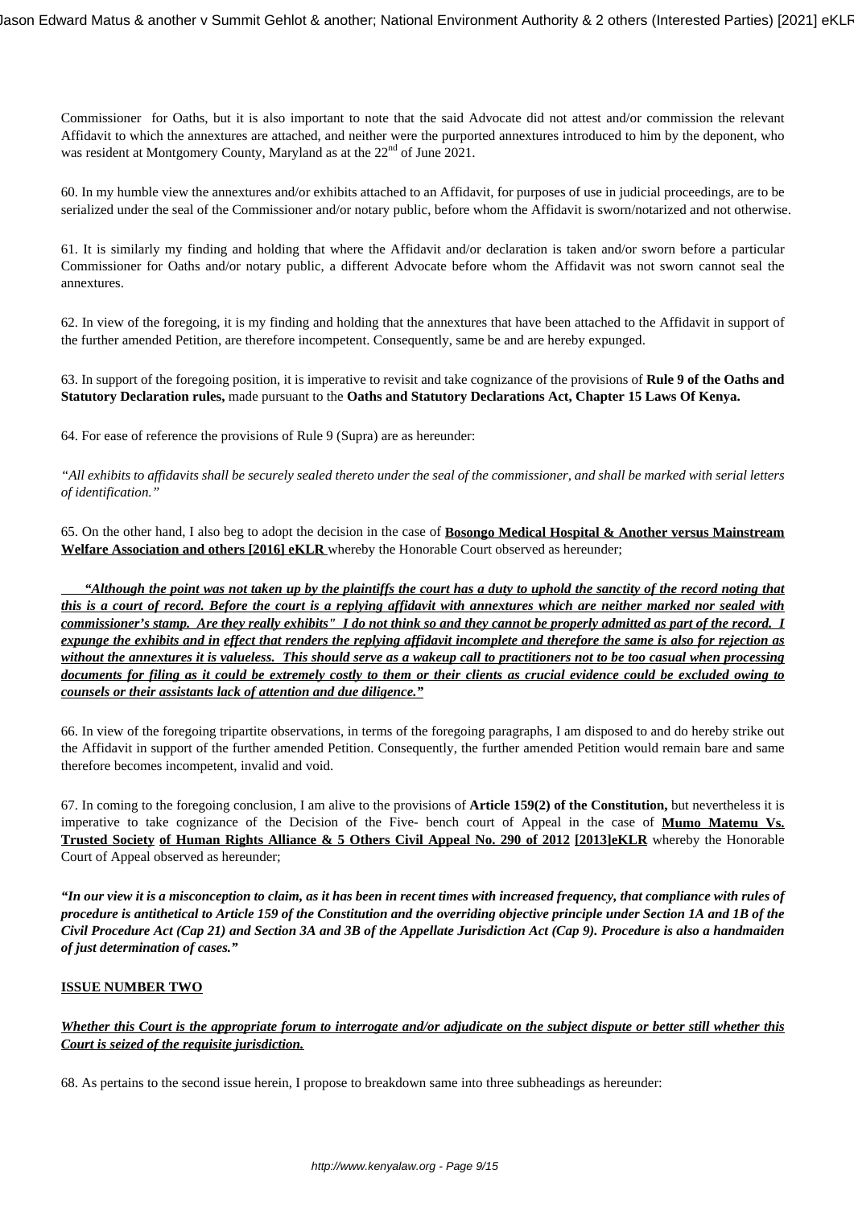Commissioner for Oaths, but it is also important to note that the said Advocate did not attest and/or commission the relevant Affidavit to which the annextures are attached, and neither were the purported annextures introduced to him by the deponent, who was resident at Montgomery County, Maryland as at the 22nd of June 2021.

60. In my humble view the annextures and/or exhibits attached to an Affidavit, for purposes of use in judicial proceedings, are to be serialized under the seal of the Commissioner and/or notary public, before whom the Affidavit is sworn/notarized and not otherwise.

61. It is similarly my finding and holding that where the Affidavit and/or declaration is taken and/or sworn before a particular Commissioner for Oaths and/or notary public, a different Advocate before whom the Affidavit was not sworn cannot seal the annextures.

62. In view of the foregoing, it is my finding and holding that the annextures that have been attached to the Affidavit in support of the further amended Petition, are therefore incompetent. Consequently, same be and are hereby expunged.

63. In support of the foregoing position, it is imperative to revisit and take cognizance of the provisions of **Rule 9 of the Oaths and Statutory Declaration rules,** made pursuant to the **Oaths and Statutory Declarations Act, Chapter 15 Laws Of Kenya.**

64. For ease of reference the provisions of Rule 9 (Supra) are as hereunder:

*"All exhibits to affidavits shall be securely sealed thereto under the seal of the commissioner, and shall be marked with serial letters of identification."*

65. On the other hand, I also beg to adopt the decision in the case of **Bosongo Medical Hospital & Another versus Mainstream Welfare Association and others [2016] eKLR** whereby the Honorable Court observed as hereunder;

***"Although the point was not taken up by the plaintiffs the court has a duty to uphold the sanctity of the record noting that this is a court of record. Before the court is a replying affidavit with annextures which are neither marked nor sealed with commissioner's stamp. Are they really exhibits" I do not think so and they cannot be properly admitted as part of the record. I expunge the exhibits and in effect that renders the replying affidavit incomplete and therefore the same is also for rejection as without the annextures it is valueless. This should serve as a wakeup call to practitioners not to be too casual when processing documents for filing as it could be extremely costly to them or their clients as crucial evidence could be excluded owing to counsels or their assistants lack of attention and due diligence."***

66. In view of the foregoing tripartite observations, in terms of the foregoing paragraphs, I am disposed to and do hereby strike out the Affidavit in support of the further amended Petition. Consequently, the further amended Petition would remain bare and same therefore becomes incompetent, invalid and void.

67. In coming to the foregoing conclusion, I am alive to the provisions of **Article 159(2) of the Constitution,** but nevertheless it is imperative to take cognizance of the Decision of the Five- bench court of Appeal in the case of **Mumo Matemu Vs. Trusted Society of Human Rights Alliance & 5 Others Civil Appeal No. 290 of 2012 [2013]eKLR** whereby the Honorable Court of Appeal observed as hereunder;

***"In our view it is a misconception to claim, as it has been in recent times with increased frequency, that compliance with rules of procedure is antithetical to Article 159 of the Constitution and the overriding objective principle under Section 1A and 1B of the Civil Procedure Act (Cap 21) and Section 3A and 3B of the Appellate Jurisdiction Act (Cap 9). Procedure is also a handmaiden of just determination of cases."***

**ISSUE NUMBER TWO**

***Whether this Court is the appropriate forum to interrogate and/or adjudicate on the subject dispute or better still whether this Court is seized of the requisite jurisdiction.***

68. As pertains to the second issue herein, I propose to breakdown same into three subheadings as hereunder: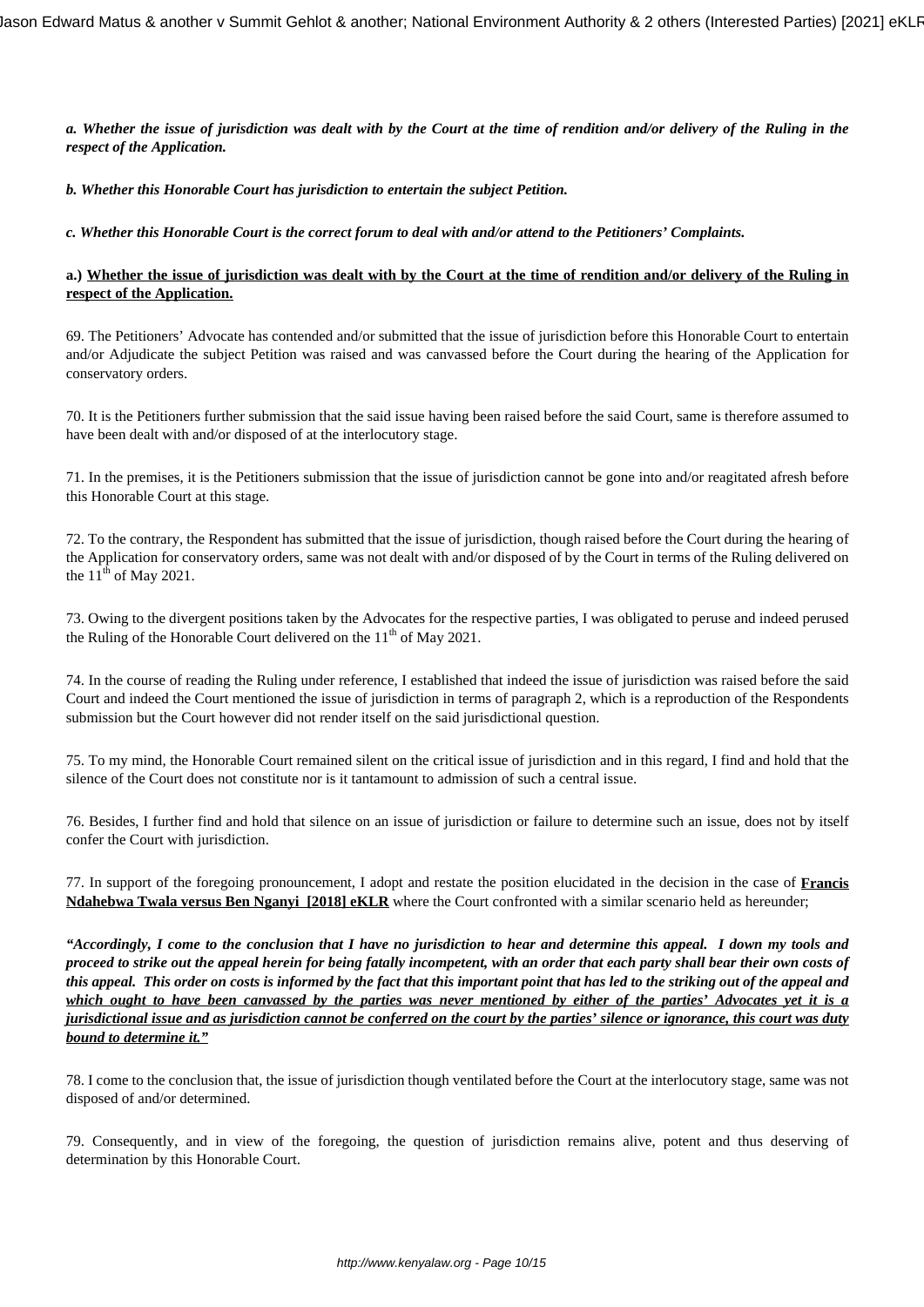***a. Whether the issue of jurisdiction was dealt with by the Court at the time of rendition and/or delivery of the Ruling in the respect of the Application.***

***b. Whether this Honorable Court has jurisdiction to entertain the subject Petition.***

***c. Whether this Honorable Court is the correct forum to deal with and/or attend to the Petitioners' Complaints.***

**a.) <u>Whether the issue of jurisdiction was dealt with by the Court at the time of rendition and/or delivery of the Ruling in respect of the Application.</u>**

69. The Petitioners' Advocate has contended and/or submitted that the issue of jurisdiction before this Honorable Court to entertain and/or Adjudicate the subject Petition was raised and was canvassed before the Court during the hearing of the Application for conservatory orders.

70. It is the Petitioners further submission that the said issue having been raised before the said Court, same is therefore assumed to have been dealt with and/or disposed of at the interlocutory stage.

71. In the premises, it is the Petitioners submission that the issue of jurisdiction cannot be gone into and/or reagitated afresh before this Honorable Court at this stage.

72. To the contrary, the Respondent has submitted that the issue of jurisdiction, though raised before the Court during the hearing of the Application for conservatory orders, same was not dealt with and/or disposed of by the Court in terms of the Ruling delivered on the 11th of May 2021.

73. Owing to the divergent positions taken by the Advocates for the respective parties, I was obligated to peruse and indeed perused the Ruling of the Honorable Court delivered on the 11th of May 2021.

74. In the course of reading the Ruling under reference, I established that indeed the issue of jurisdiction was raised before the said Court and indeed the Court mentioned the issue of jurisdiction in terms of paragraph 2, which is a reproduction of the Respondents submission but the Court however did not render itself on the said jurisdictional question.

75. To my mind, the Honorable Court remained silent on the critical issue of jurisdiction and in this regard, I find and hold that the silence of the Court does not constitute nor is it tantamount to admission of such a central issue.

76. Besides, I further find and hold that silence on an issue of jurisdiction or failure to determine such an issue, does not by itself confer the Court with jurisdiction.

77. In support of the foregoing pronouncement, I adopt and restate the position elucidated in the decision in the case of **<u>Francis Ndahebwa Twala versus Ben Nganyi [2018] eKLR</u>** where the Court confronted with a similar scenario held as hereunder;

***"Accordingly, I come to the conclusion that I have no jurisdiction to hear and determine this appeal. I down my tools and proceed to strike out the appeal herein for being fatally incompetent, with an order that each party shall bear their own costs of this appeal. This order on costs is informed by the fact that this important point that has led to the striking out of the appeal and <u>which ought to have been canvassed by the parties was never mentioned by either of the parties' Advocates yet it is a jurisdictional issue and as jurisdiction cannot be conferred on the court by the parties' silence or ignorance, this court was duty bound to determine it."</u>***

78. I come to the conclusion that, the issue of jurisdiction though ventilated before the Court at the interlocutory stage, same was not disposed of and/or determined.

79. Consequently, and in view of the foregoing, the question of jurisdiction remains alive, potent and thus deserving of determination by this Honorable Court.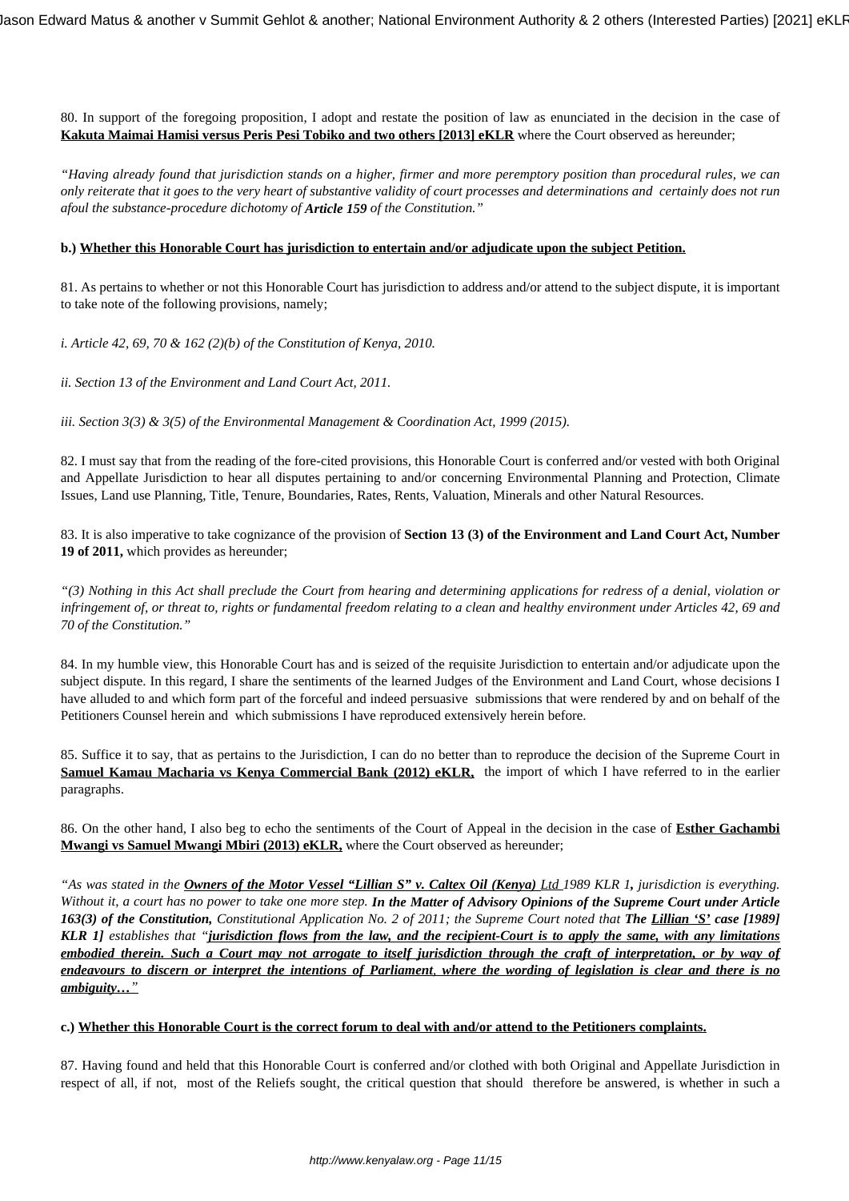80. In support of the foregoing proposition, I adopt and restate the position of law as enunciated in the decision in the case of **Kakuta Maimai Hamisi versus Peris Pesi Tobiko and two others [2013] eKLR** where the Court observed as hereunder;

*"Having already found that jurisdiction stands on a higher, firmer and more peremptory position than procedural rules, we can only reiterate that it goes to the very heart of substantive validity of court processes and determinations and certainly does not run afoul the substance-procedure dichotomy of **Article 159** of the Constitution."*

**b.) Whether this Honorable Court has jurisdiction to entertain and/or adjudicate upon the subject Petition.**

81. As pertains to whether or not this Honorable Court has jurisdiction to address and/or attend to the subject dispute, it is important to take note of the following provisions, namely;

*i. Article 42, 69, 70 & 162 (2)(b) of the Constitution of Kenya, 2010.*

*ii. Section 13 of the Environment and Land Court Act, 2011.*

*iii. Section 3(3) & 3(5) of the Environmental Management & Coordination Act, 1999 (2015).*

82. I must say that from the reading of the fore-cited provisions, this Honorable Court is conferred and/or vested with both Original and Appellate Jurisdiction to hear all disputes pertaining to and/or concerning Environmental Planning and Protection, Climate Issues, Land use Planning, Title, Tenure, Boundaries, Rates, Rents, Valuation, Minerals and other Natural Resources.

83. It is also imperative to take cognizance of the provision of **Section 13 (3) of the Environment and Land Court Act, Number 19 of 2011,** which provides as hereunder;

*"(3) Nothing in this Act shall preclude the Court from hearing and determining applications for redress of a denial, violation or infringement of, or threat to, rights or fundamental freedom relating to a clean and healthy environment under Articles 42, 69 and 70 of the Constitution."*

84. In my humble view, this Honorable Court has and is seized of the requisite Jurisdiction to entertain and/or adjudicate upon the subject dispute. In this regard, I share the sentiments of the learned Judges of the Environment and Land Court, whose decisions I have alluded to and which form part of the forceful and indeed persuasive submissions that were rendered by and on behalf of the Petitioners Counsel herein and which submissions I have reproduced extensively herein before.

85. Suffice it to say, that as pertains to the Jurisdiction, I can do no better than to reproduce the decision of the Supreme Court in **Samuel Kamau Macharia vs Kenya Commercial Bank (2012) eKLR,** the import of which I have referred to in the earlier paragraphs.

86. On the other hand, I also beg to echo the sentiments of the Court of Appeal in the decision in the case of **Esther Gachambi Mwangi vs Samuel Mwangi Mbiri (2013) eKLR,** where the Court observed as hereunder;

*"As was stated in the **Owners of the Motor Vessel "Lillian S" v. Caltex Oil (Kenya)** Ltd 1989 KLR 1**,** jurisdiction is everything. Without it, a court has no power to take one more step. **In the Matter of Advisory Opinions of the Supreme Court under Article 163(3) of the Constitution,** Constitutional Application No. 2 of 2011; the Supreme Court noted that **The Lillian 'S' case [1989] KLR 1]** establishes that "**jurisdiction flows from the law, and the recipient-Court is to apply the same, with any limitations embodied therein. Such a Court may not arrogate to itself jurisdiction through the craft of interpretation, or by way of endeavours to discern or interpret the intentions of Parliament, where the wording of legislation is clear and there is no ambiguity…**"*

**c.) Whether this Honorable Court is the correct forum to deal with and/or attend to the Petitioners complaints.**

87. Having found and held that this Honorable Court is conferred and/or clothed with both Original and Appellate Jurisdiction in respect of all, if not, most of the Reliefs sought, the critical question that should therefore be answered, is whether in such a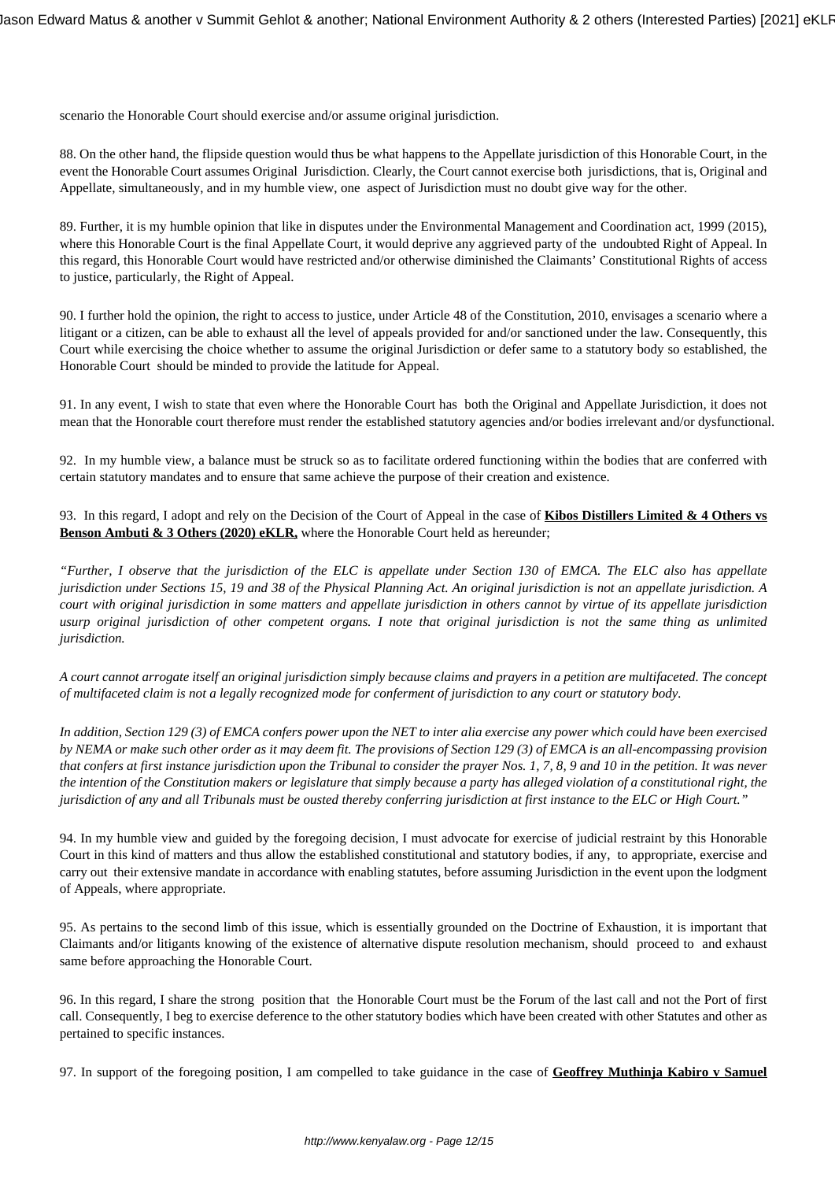scenario the Honorable Court should exercise and/or assume original jurisdiction.

88. On the other hand, the flipside question would thus be what happens to the Appellate jurisdiction of this Honorable Court, in the event the Honorable Court assumes Original Jurisdiction. Clearly, the Court cannot exercise both jurisdictions, that is, Original and Appellate, simultaneously, and in my humble view, one aspect of Jurisdiction must no doubt give way for the other.

89. Further, it is my humble opinion that like in disputes under the Environmental Management and Coordination act, 1999 (2015), where this Honorable Court is the final Appellate Court, it would deprive any aggrieved party of the undoubted Right of Appeal. In this regard, this Honorable Court would have restricted and/or otherwise diminished the Claimants' Constitutional Rights of access to justice, particularly, the Right of Appeal.

90. I further hold the opinion, the right to access to justice, under Article 48 of the Constitution, 2010, envisages a scenario where a litigant or a citizen, can be able to exhaust all the level of appeals provided for and/or sanctioned under the law. Consequently, this Court while exercising the choice whether to assume the original Jurisdiction or defer same to a statutory body so established, the Honorable Court should be minded to provide the latitude for Appeal.

91. In any event, I wish to state that even where the Honorable Court has both the Original and Appellate Jurisdiction, it does not mean that the Honorable court therefore must render the established statutory agencies and/or bodies irrelevant and/or dysfunctional.

92. In my humble view, a balance must be struck so as to facilitate ordered functioning within the bodies that are conferred with certain statutory mandates and to ensure that same achieve the purpose of their creation and existence.

93. In this regard, I adopt and rely on the Decision of the Court of Appeal in the case of **Kibos Distillers Limited & 4 Others vs Benson Ambuti & 3 Others (2020) eKLR,** where the Honorable Court held as hereunder;

*"Further, I observe that the jurisdiction of the ELC is appellate under Section 130 of EMCA. The ELC also has appellate jurisdiction under Sections 15, 19 and 38 of the Physical Planning Act. An original jurisdiction is not an appellate jurisdiction. A court with original jurisdiction in some matters and appellate jurisdiction in others cannot by virtue of its appellate jurisdiction usurp original jurisdiction of other competent organs. I note that original jurisdiction is not the same thing as unlimited jurisdiction.*

*A court cannot arrogate itself an original jurisdiction simply because claims and prayers in a petition are multifaceted. The concept of multifaceted claim is not a legally recognized mode for conferment of jurisdiction to any court or statutory body.*

*In addition, Section 129 (3) of EMCA confers power upon the NET to inter alia exercise any power which could have been exercised by NEMA or make such other order as it may deem fit. The provisions of Section 129 (3) of EMCA is an all-encompassing provision that confers at first instance jurisdiction upon the Tribunal to consider the prayer Nos. 1, 7, 8, 9 and 10 in the petition. It was never the intention of the Constitution makers or legislature that simply because a party has alleged violation of a constitutional right, the jurisdiction of any and all Tribunals must be ousted thereby conferring jurisdiction at first instance to the ELC or High Court."*

94. In my humble view and guided by the foregoing decision, I must advocate for exercise of judicial restraint by this Honorable Court in this kind of matters and thus allow the established constitutional and statutory bodies, if any, to appropriate, exercise and carry out their extensive mandate in accordance with enabling statutes, before assuming Jurisdiction in the event upon the lodgment of Appeals, where appropriate.

95. As pertains to the second limb of this issue, which is essentially grounded on the Doctrine of Exhaustion, it is important that Claimants and/or litigants knowing of the existence of alternative dispute resolution mechanism, should proceed to and exhaust same before approaching the Honorable Court.

96. In this regard, I share the strong position that the Honorable Court must be the Forum of the last call and not the Port of first call. Consequently, I beg to exercise deference to the other statutory bodies which have been created with other Statutes and other as pertained to specific instances.

97. In support of the foregoing position, I am compelled to take guidance in the case of **Geoffrey Muthinja Kabiro v Samuel**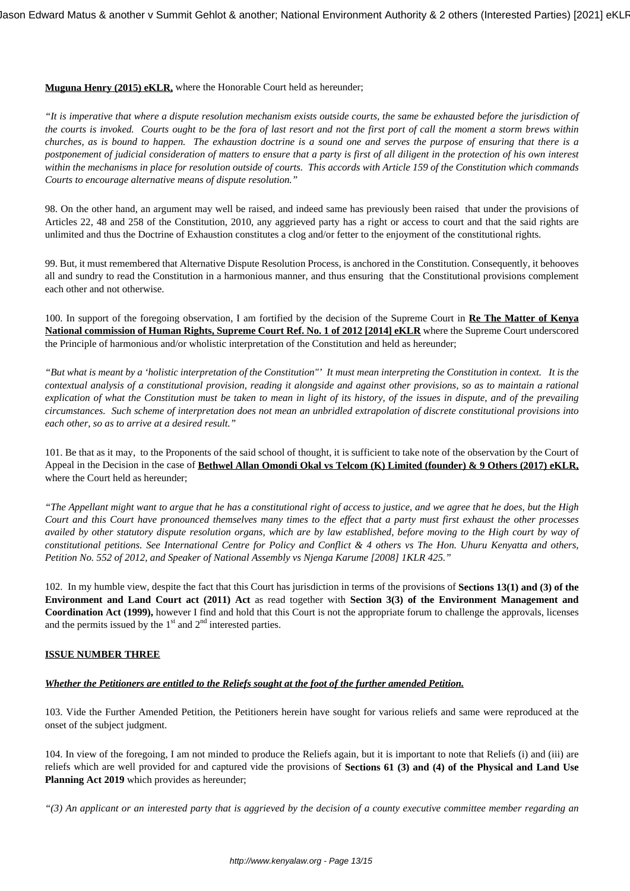**Muguna Henry (2015) eKLR,** where the Honorable Court held as hereunder;

*"It is imperative that where a dispute resolution mechanism exists outside courts, the same be exhausted before the jurisdiction of the courts is invoked. Courts ought to be the fora of last resort and not the first port of call the moment a storm brews within churches, as is bound to happen. The exhaustion doctrine is a sound one and serves the purpose of ensuring that there is a postponement of judicial consideration of matters to ensure that a party is first of all diligent in the protection of his own interest within the mechanisms in place for resolution outside of courts. This accords with Article 159 of the Constitution which commands Courts to encourage alternative means of dispute resolution."*

98. On the other hand, an argument may well be raised, and indeed same has previously been raised that under the provisions of Articles 22, 48 and 258 of the Constitution, 2010, any aggrieved party has a right or access to court and that the said rights are unlimited and thus the Doctrine of Exhaustion constitutes a clog and/or fetter to the enjoyment of the constitutional rights.

99. But, it must remembered that Alternative Dispute Resolution Process, is anchored in the Constitution. Consequently, it behooves all and sundry to read the Constitution in a harmonious manner, and thus ensuring that the Constitutional provisions complement each other and not otherwise.

100. In support of the foregoing observation, I am fortified by the decision of the Supreme Court in **Re The Matter of Kenya National commission of Human Rights, Supreme Court Ref. No. 1 of 2012 [2014] eKLR** where the Supreme Court underscored the Principle of harmonious and/or wholistic interpretation of the Constitution and held as hereunder;

*"But what is meant by a 'holistic interpretation of the Constitution"' It must mean interpreting the Constitution in context. It is the contextual analysis of a constitutional provision, reading it alongside and against other provisions, so as to maintain a rational explication of what the Constitution must be taken to mean in light of its history, of the issues in dispute, and of the prevailing circumstances. Such scheme of interpretation does not mean an unbridled extrapolation of discrete constitutional provisions into each other, so as to arrive at a desired result."*

101. Be that as it may, to the Proponents of the said school of thought, it is sufficient to take note of the observation by the Court of Appeal in the Decision in the case of **Bethwel Allan Omondi Okal vs Telcom (K) Limited (founder) & 9 Others (2017) eKLR,** where the Court held as hereunder;

*"The Appellant might want to argue that he has a constitutional right of access to justice, and we agree that he does, but the High Court and this Court have pronounced themselves many times to the effect that a party must first exhaust the other processes availed by other statutory dispute resolution organs, which are by law established, before moving to the High court by way of constitutional petitions. See International Centre for Policy and Conflict & 4 others vs The Hon. Uhuru Kenyatta and others, Petition No. 552 of 2012, and Speaker of National Assembly vs Njenga Karume [2008] 1KLR 425."*

102. In my humble view, despite the fact that this Court has jurisdiction in terms of the provisions of **Sections 13(1) and (3) of the Environment and Land Court act (2011) Act** as read together with **Section 3(3) of the Environment Management and Coordination Act (1999),** however I find and hold that this Court is not the appropriate forum to challenge the approvals, licenses and the permits issued by the 1st and 2nd interested parties.

**ISSUE NUMBER THREE**

***Whether the Petitioners are entitled to the Reliefs sought at the foot of the further amended Petition.***

103. Vide the Further Amended Petition, the Petitioners herein have sought for various reliefs and same were reproduced at the onset of the subject judgment.

104. In view of the foregoing, I am not minded to produce the Reliefs again, but it is important to note that Reliefs (i) and (iii) are reliefs which are well provided for and captured vide the provisions of **Sections 61 (3) and (4) of the Physical and Land Use Planning Act 2019** which provides as hereunder;

*"(3) An applicant or an interested party that is aggrieved by the decision of a county executive committee member regarding an*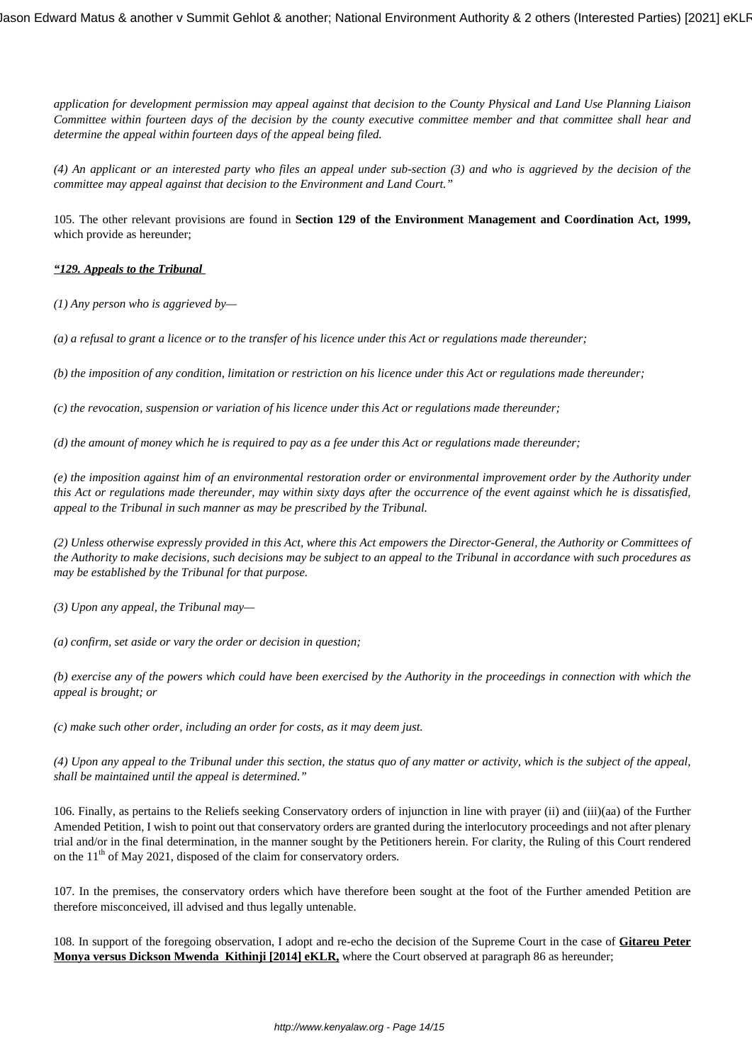*application for development permission may appeal against that decision to the County Physical and Land Use Planning Liaison Committee within fourteen days of the decision by the county executive committee member and that committee shall hear and determine the appeal within fourteen days of the appeal being filed.*

*(4) An applicant or an interested party who files an appeal under sub-section (3) and who is aggrieved by the decision of the committee may appeal against that decision to the Environment and Land Court."*

105. The other relevant provisions are found in **Section 129 of the Environment Management and Coordination Act, 1999,** which provide as hereunder;

***"129. Appeals to the Tribunal***

*(1) Any person who is aggrieved by—*

*(a) a refusal to grant a licence or to the transfer of his licence under this Act or regulations made thereunder;*

*(b) the imposition of any condition, limitation or restriction on his licence under this Act or regulations made thereunder;*

*(c) the revocation, suspension or variation of his licence under this Act or regulations made thereunder;*

*(d) the amount of money which he is required to pay as a fee under this Act or regulations made thereunder;*

*(e) the imposition against him of an environmental restoration order or environmental improvement order by the Authority under this Act or regulations made thereunder, may within sixty days after the occurrence of the event against which he is dissatisfied, appeal to the Tribunal in such manner as may be prescribed by the Tribunal.*

*(2) Unless otherwise expressly provided in this Act, where this Act empowers the Director-General, the Authority or Committees of the Authority to make decisions, such decisions may be subject to an appeal to the Tribunal in accordance with such procedures as may be established by the Tribunal for that purpose.*

*(3) Upon any appeal, the Tribunal may—*

*(a) confirm, set aside or vary the order or decision in question;*

*(b) exercise any of the powers which could have been exercised by the Authority in the proceedings in connection with which the appeal is brought; or*

*(c) make such other order, including an order for costs, as it may deem just.*

*(4) Upon any appeal to the Tribunal under this section, the status quo of any matter or activity, which is the subject of the appeal, shall be maintained until the appeal is determined."*

106. Finally, as pertains to the Reliefs seeking Conservatory orders of injunction in line with prayer (ii) and (iii)(aa) of the Further Amended Petition, I wish to point out that conservatory orders are granted during the interlocutory proceedings and not after plenary trial and/or in the final determination, in the manner sought by the Petitioners herein. For clarity, the Ruling of this Court rendered on the 11th of May 2021, disposed of the claim for conservatory orders.

107. In the premises, the conservatory orders which have therefore been sought at the foot of the Further amended Petition are therefore misconceived, ill advised and thus legally untenable.

108. In support of the foregoing observation, I adopt and re-echo the decision of the Supreme Court in the case of **Gitareu Peter Monya versus Dickson Mwenda Kithinji [2014] eKLR,** where the Court observed at paragraph 86 as hereunder;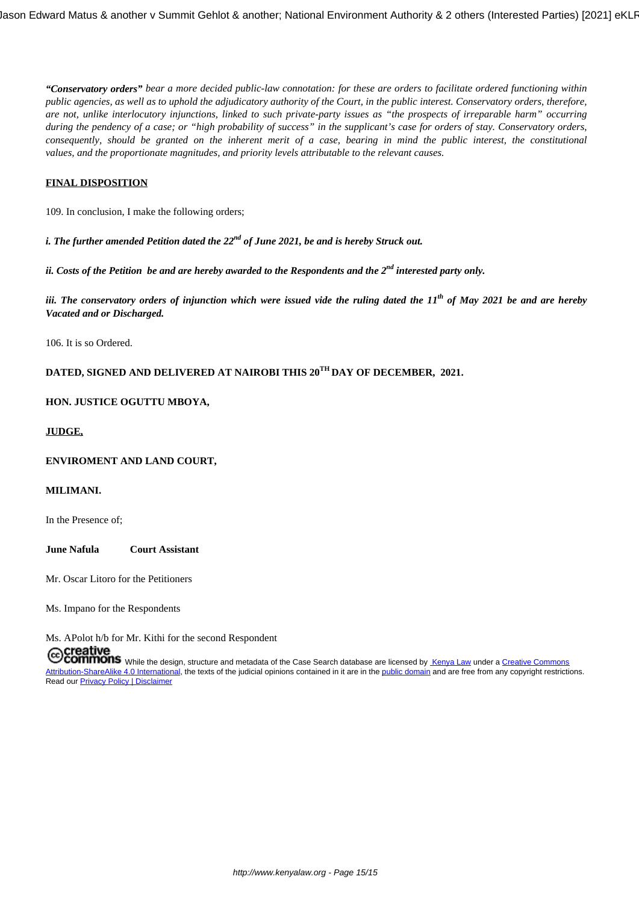***"Conservatory orders"*** *bear a more decided public-law connotation: for these are orders to facilitate ordered functioning within public agencies, as well as to uphold the adjudicatory authority of the Court, in the public interest. Conservatory orders, therefore, are not, unlike interlocutory injunctions, linked to such private-party issues as "the prospects of irreparable harm" occurring during the pendency of a case; or "high probability of success" in the supplicant's case for orders of stay. Conservatory orders, consequently, should be granted on the inherent merit of a case, bearing in mind the public interest, the constitutional values, and the proportionate magnitudes, and priority levels attributable to the relevant causes.*

**FINAL DISPOSITION**

109. In conclusion, I make the following orders;

***i. The further amended Petition dated the 22nd of June 2021, be and is hereby Struck out.***

***ii. Costs of the Petition be and are hereby awarded to the Respondents and the 2nd interested party only.***

***iii. The conservatory orders of injunction which were issued vide the ruling dated the 11th of May 2021 be and are hereby Vacated and or Discharged.***

106. It is so Ordered.

**DATED, SIGNED AND DELIVERED AT NAIROBI THIS 20TH DAY OF DECEMBER, 2021.**

**HON. JUSTICE OGUTTU MBOYA,**

**JUDGE,**

**ENVIROMENT AND LAND COURT,**

**MILIMANI.**

In the Presence of;

**June Nafula Court Assistant**

Mr. Oscar Litoro for the Petitioners

Ms. Impano for the Respondents

Ms. APolot h/b for Mr. Kithi for the second Respondent

While the design, structure and metadata of the Case Search database are licensed by Kenya Law under a Creative Commons Attribution-ShareAlike 4.0 International, the texts of the judicial opinions contained in it are in the public domain and are free from any copyright restrictions. Read our Privacy Policy | Disclaimer